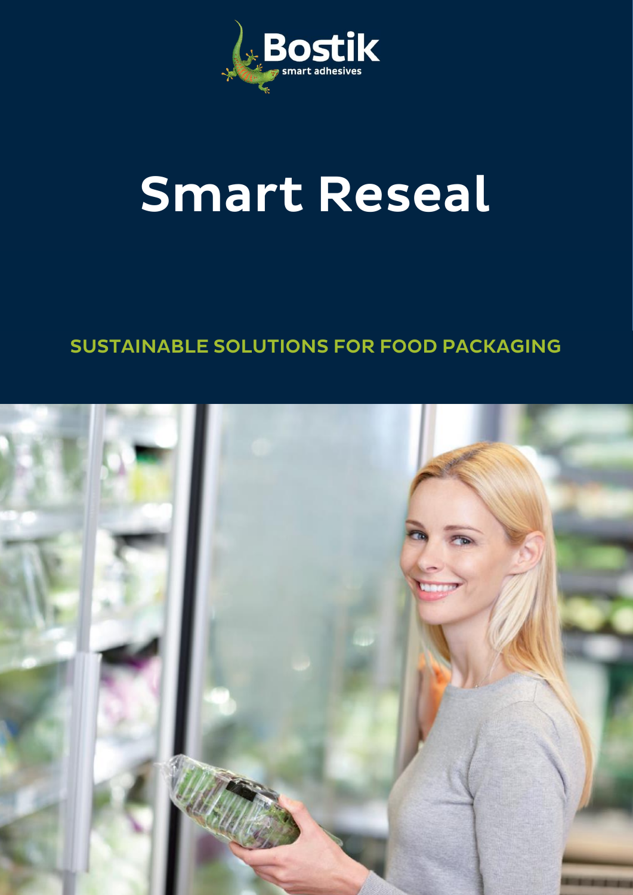Bostik
smart adhesives

# Smart Reseal

## SUSTAINABLE SOLUTIONS FOR FOOD PACKAGING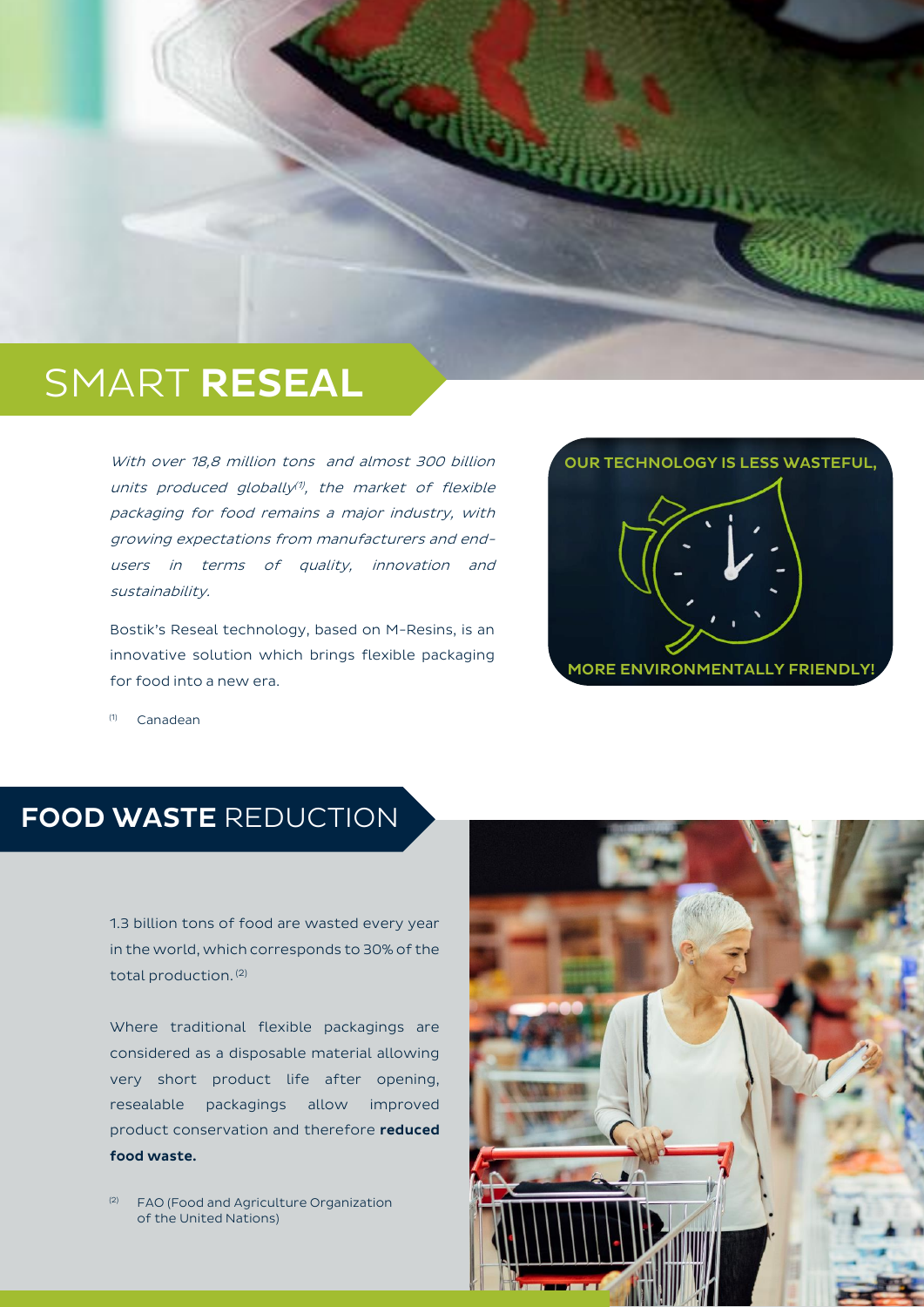# SMART **RESEAL**

*With over 18,8 million tons and almost 300 billion units produced globally[1], the market of flexible packaging for food remains a major industry, with growing expectations from manufacturers and end-users in terms of quality, innovation and sustainability.*

Bostik's Reseal technology, based on M-Resins, is an innovative solution which brings flexible packaging for food into a new era.

[1] Canadean

OUR TECHNOLOGY IS LESS WASTEFUL, MORE ENVIRONMENTALLY FRIENDLY!

## **FOOD WASTE** REDUCTION

1.3 billion tons of food are wasted every year in the world, which corresponds to 30% of the total production. [2]

Where traditional flexible packagings are considered as a disposable material allowing very short product life after opening, resealable packagings allow improved product conservation and therefore **reduced food waste.**

[2] FAO (Food and Agriculture Organization of the United Nations)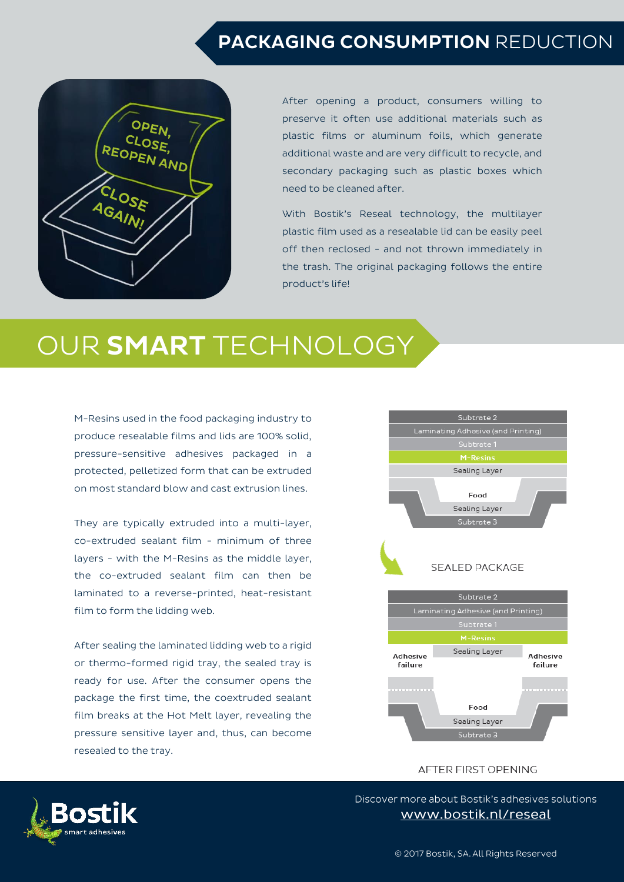## PACKAGING CONSUMPTION REDUCTION

OPEN, CLOSE, REOPEN AND CLOSE AGAIN!

After opening a product, consumers willing to preserve it often use additional materials such as plastic films or aluminum foils, which generate additional waste and are very difficult to recycle, and secondary packaging such as plastic boxes which need to be cleaned after.

With Bostik's Reseal technology, the multilayer plastic film used as a resealable lid can be easily peel off then reclosed - and not thrown immediately in the trash. The original packaging follows the entire product's life!

## OUR **SMART** TECHNOLOGY

M-Resins used in the food packaging industry to produce resealable films and lids are 100% solid, pressure-sensitive adhesives packaged in a protected, pelletized form that can be extruded on most standard blow and cast extrusion lines.

They are typically extruded into a multi-layer, co-extruded sealant film - minimum of three layers - with the M-Resins as the middle layer, the co-extruded sealant film can then be laminated to a reverse-printed, heat-resistant film to form the lidding web.

After sealing the laminated lidding web to a rigid or thermo-formed rigid tray, the sealed tray is ready for use. After the consumer opens the package the first time, the coextruded sealant film breaks at the Hot Melt layer, revealing the pressure sensitive layer and, thus, can become resealed to the tray.

Subtrate 2
Laminating Adhesive (and Printing)
Subtrate 1
M-Resins
Sealing Layer
Food
Sealing Layer
Subtrate 3

SEALED PACKAGE

Subtrate 2
Laminating Adhesive (and Printing)
Subtrate 1
M-Resins
Adhesive failure
Sealing Layer
Adhesive failure
Food
Sealing Layer
Subtrate 3

AFTER FIRST OPENING

Bostik smart adhesives

Discover more about Bostik's adhesives solutions
www.bostik.nl/reseal

© 2017 Bostik, SA. All Rights Reserved